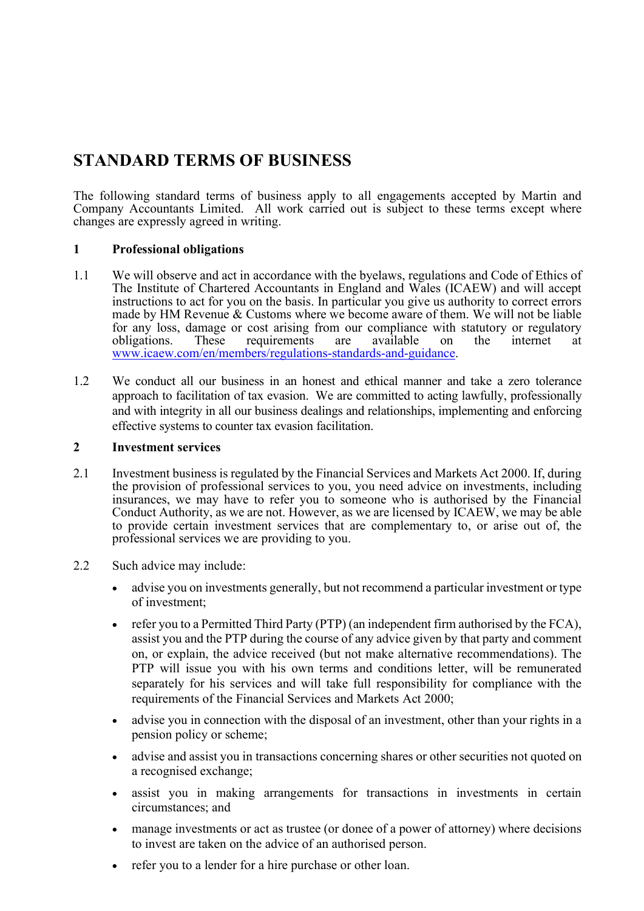# STANDARD TERMS OF BUSINESS

The following standard terms of business apply to all engagements accepted by Martin and Company Accountants Limited. All work carried out is subject to these terms except where changes are expressly agreed in writing.

## 1 Professional obligations

1.1 We will observe and act in accordance with the byelaws, regulations and Code of Ethics of The Institute of Chartered Accountants in England and Wales (ICAEW) and will accept instructions to act for you on the basis. In particular you give us authority to correct errors made by HM Revenue & Customs where we become aware of them. We will not be liable for any loss, damage or cost arising from our compliance with statutory or regulatory obligations. These requirements are available on the internet at www.icaew.com/en/members/regulations-standards-and-guidance.

1.2 We conduct all our business in an honest and ethical manner and take a zero tolerance approach to facilitation of tax evasion. We are committed to acting lawfully, professionally and with integrity in all our business dealings and relationships, implementing and enforcing effective systems to counter tax evasion facilitation.

## 2 Investment services

2.1 Investment business is regulated by the Financial Services and Markets Act 2000. If, during the provision of professional services to you, you need advice on investments, including insurances, we may have to refer you to someone who is authorised by the Financial Conduct Authority, as we are not. However, as we are licensed by ICAEW, we may be able to provide certain investment services that are complementary to, or arise out of, the professional services we are providing to you.

2.2 Such advice may include:

- advise you on investments generally, but not recommend a particular investment or type of investment;
- refer you to a Permitted Third Party (PTP) (an independent firm authorised by the FCA), assist you and the PTP during the course of any advice given by that party and comment on, or explain, the advice received (but not make alternative recommendations). The PTP will issue you with his own terms and conditions letter, will be remunerated separately for his services and will take full responsibility for compliance with the requirements of the Financial Services and Markets Act 2000;
- advise you in connection with the disposal of an investment, other than your rights in a pension policy or scheme;
- advise and assist you in transactions concerning shares or other securities not quoted on a recognised exchange;
- assist you in making arrangements for transactions in investments in certain circumstances; and
- manage investments or act as trustee (or donee of a power of attorney) where decisions to invest are taken on the advice of an authorised person.
- refer you to a lender for a hire purchase or other loan.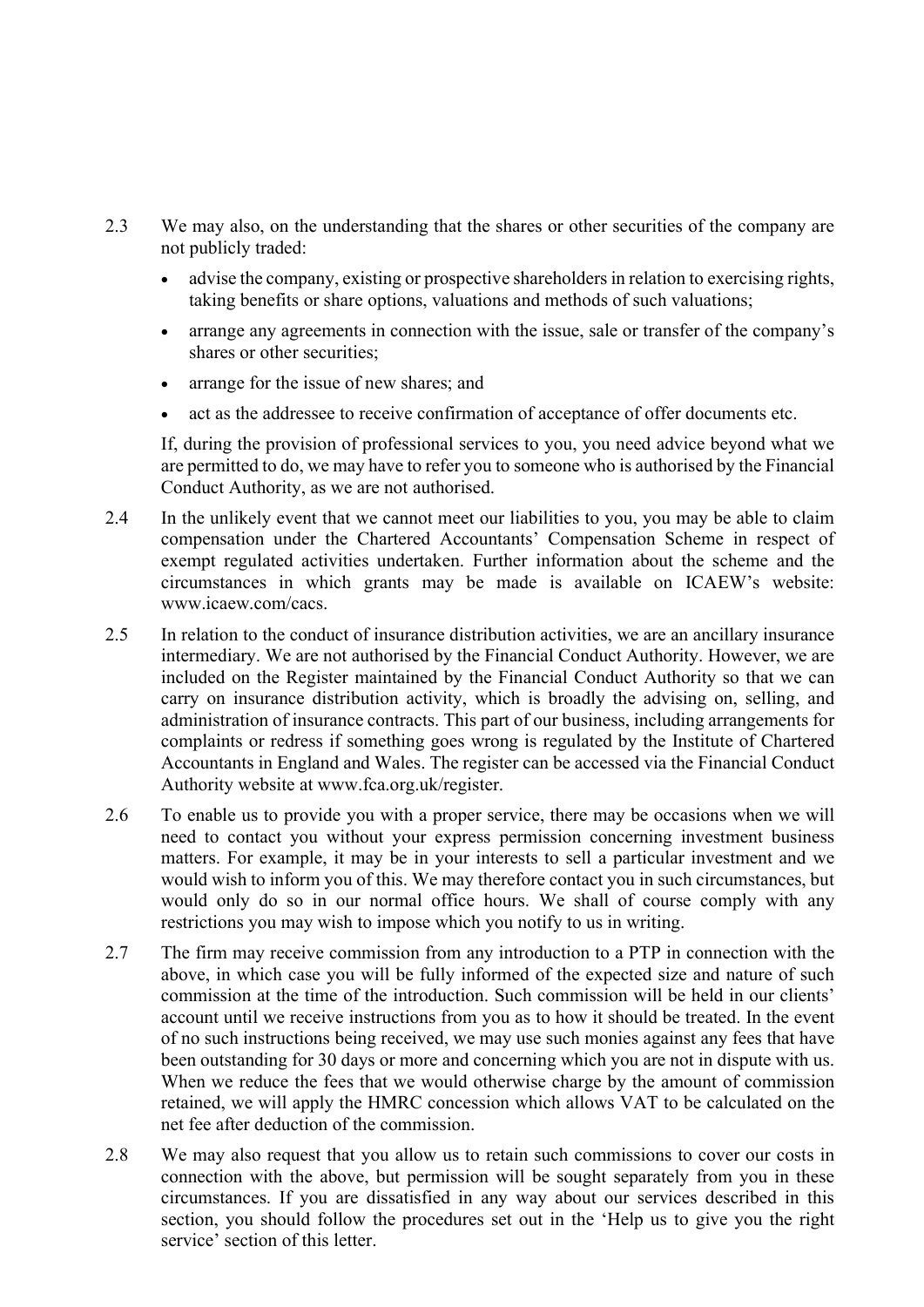2.3 We may also, on the understanding that the shares or other securities of the company are not publicly traded:

- advise the company, existing or prospective shareholders in relation to exercising rights, taking benefits or share options, valuations and methods of such valuations;
- arrange any agreements in connection with the issue, sale or transfer of the company's shares or other securities;
- arrange for the issue of new shares; and
- act as the addressee to receive confirmation of acceptance of offer documents etc.

If, during the provision of professional services to you, you need advice beyond what we are permitted to do, we may have to refer you to someone who is authorised by the Financial Conduct Authority, as we are not authorised.

2.4 In the unlikely event that we cannot meet our liabilities to you, you may be able to claim compensation under the Chartered Accountants' Compensation Scheme in respect of exempt regulated activities undertaken. Further information about the scheme and the circumstances in which grants may be made is available on ICAEW's website: www.icaew.com/cacs.

2.5 In relation to the conduct of insurance distribution activities, we are an ancillary insurance intermediary. We are not authorised by the Financial Conduct Authority. However, we are included on the Register maintained by the Financial Conduct Authority so that we can carry on insurance distribution activity, which is broadly the advising on, selling, and administration of insurance contracts. This part of our business, including arrangements for complaints or redress if something goes wrong is regulated by the Institute of Chartered Accountants in England and Wales. The register can be accessed via the Financial Conduct Authority website at www.fca.org.uk/register.

2.6 To enable us to provide you with a proper service, there may be occasions when we will need to contact you without your express permission concerning investment business matters. For example, it may be in your interests to sell a particular investment and we would wish to inform you of this. We may therefore contact you in such circumstances, but would only do so in our normal office hours. We shall of course comply with any restrictions you may wish to impose which you notify to us in writing.

2.7 The firm may receive commission from any introduction to a PTP in connection with the above, in which case you will be fully informed of the expected size and nature of such commission at the time of the introduction. Such commission will be held in our clients' account until we receive instructions from you as to how it should be treated. In the event of no such instructions being received, we may use such monies against any fees that have been outstanding for 30 days or more and concerning which you are not in dispute with us. When we reduce the fees that we would otherwise charge by the amount of commission retained, we will apply the HMRC concession which allows VAT to be calculated on the net fee after deduction of the commission.

2.8 We may also request that you allow us to retain such commissions to cover our costs in connection with the above, but permission will be sought separately from you in these circumstances. If you are dissatisfied in any way about our services described in this section, you should follow the procedures set out in the 'Help us to give you the right service' section of this letter.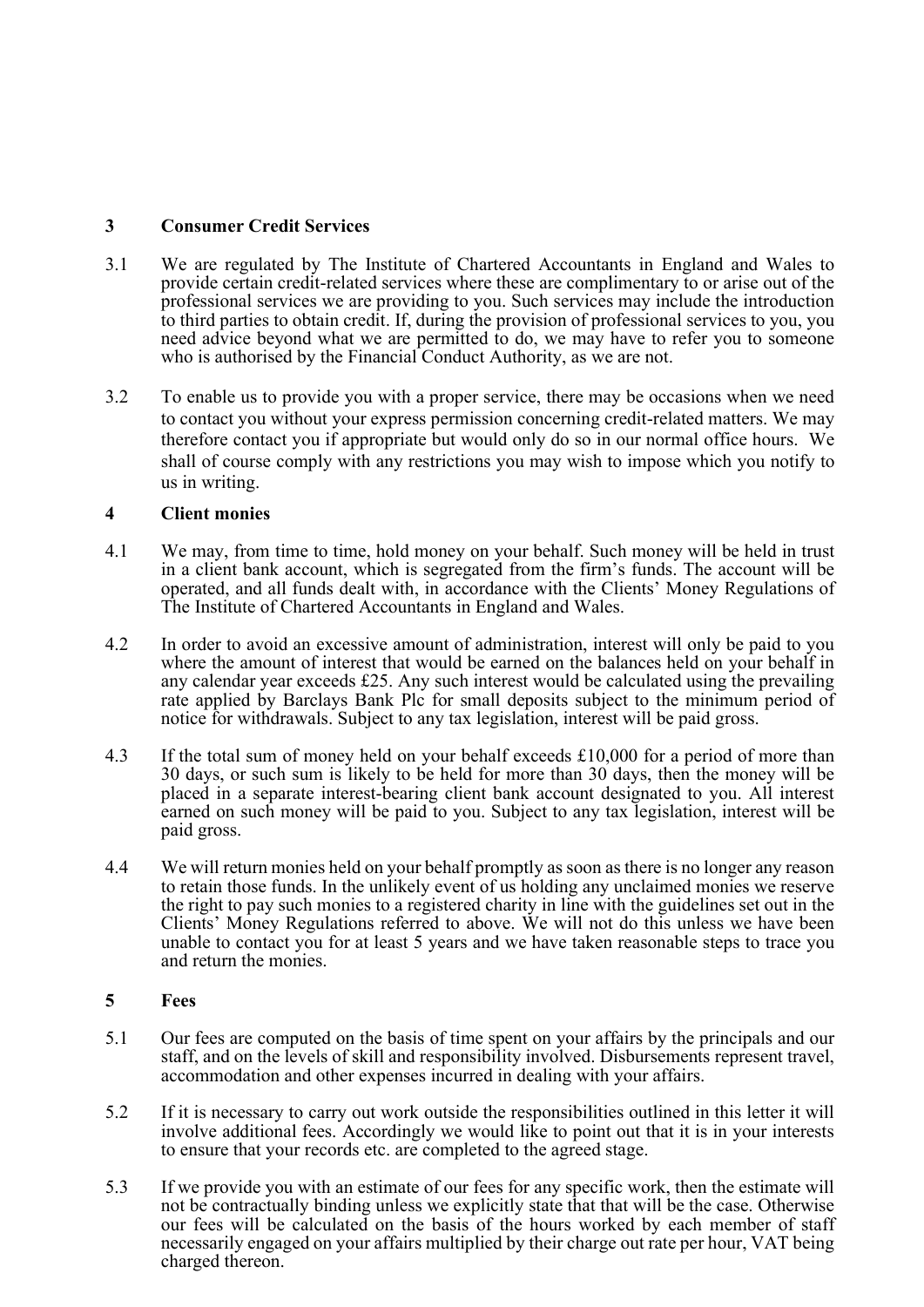## 3 Consumer Credit Services

3.1 We are regulated by The Institute of Chartered Accountants in England and Wales to provide certain credit-related services where these are complimentary to or arise out of the professional services we are providing to you. Such services may include the introduction to third parties to obtain credit. If, during the provision of professional services to you, you need advice beyond what we are permitted to do, we may have to refer you to someone who is authorised by the Financial Conduct Authority, as we are not.

3.2 To enable us to provide you with a proper service, there may be occasions when we need to contact you without your express permission concerning credit-related matters. We may therefore contact you if appropriate but would only do so in our normal office hours. We shall of course comply with any restrictions you may wish to impose which you notify to us in writing.

## 4 Client monies

4.1 We may, from time to time, hold money on your behalf. Such money will be held in trust in a client bank account, which is segregated from the firm's funds. The account will be operated, and all funds dealt with, in accordance with the Clients' Money Regulations of The Institute of Chartered Accountants in England and Wales.

4.2 In order to avoid an excessive amount of administration, interest will only be paid to you where the amount of interest that would be earned on the balances held on your behalf in any calendar year exceeds £25. Any such interest would be calculated using the prevailing rate applied by Barclays Bank Plc for small deposits subject to the minimum period of notice for withdrawals. Subject to any tax legislation, interest will be paid gross.

4.3 If the total sum of money held on your behalf exceeds £10,000 for a period of more than 30 days, or such sum is likely to be held for more than 30 days, then the money will be placed in a separate interest-bearing client bank account designated to you. All interest earned on such money will be paid to you. Subject to any tax legislation, interest will be paid gross.

4.4 We will return monies held on your behalf promptly as soon as there is no longer any reason to retain those funds. In the unlikely event of us holding any unclaimed monies we reserve the right to pay such monies to a registered charity in line with the guidelines set out in the Clients' Money Regulations referred to above. We will not do this unless we have been unable to contact you for at least 5 years and we have taken reasonable steps to trace you and return the monies.

## 5 Fees

5.1 Our fees are computed on the basis of time spent on your affairs by the principals and our staff, and on the levels of skill and responsibility involved. Disbursements represent travel, accommodation and other expenses incurred in dealing with your affairs.

5.2 If it is necessary to carry out work outside the responsibilities outlined in this letter it will involve additional fees. Accordingly we would like to point out that it is in your interests to ensure that your records etc. are completed to the agreed stage.

5.3 If we provide you with an estimate of our fees for any specific work, then the estimate will not be contractually binding unless we explicitly state that that will be the case. Otherwise our fees will be calculated on the basis of the hours worked by each member of staff necessarily engaged on your affairs multiplied by their charge out rate per hour, VAT being charged thereon.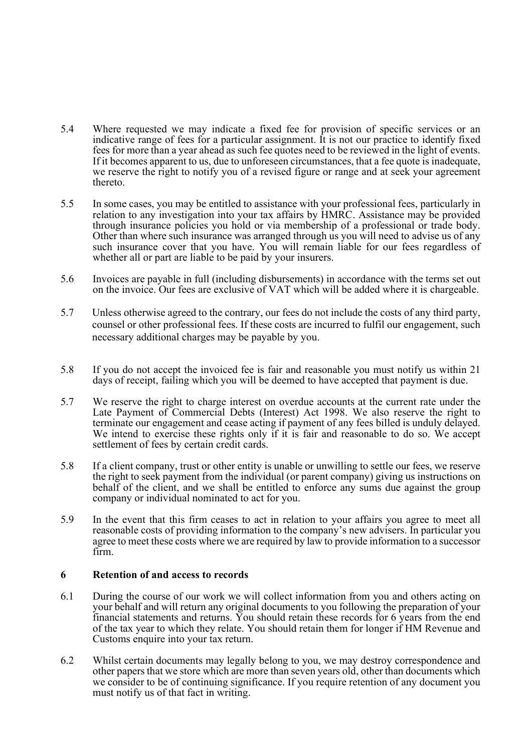5.4 Where requested we may indicate a fixed fee for provision of specific services or an indicative range of fees for a particular assignment. It is not our practice to identify fixed fees for more than a year ahead as such fee quotes need to be reviewed in the light of events. If it becomes apparent to us, due to unforeseen circumstances, that a fee quote is inadequate, we reserve the right to notify you of a revised figure or range and at seek your agreement thereto.

5.5 In some cases, you may be entitled to assistance with your professional fees, particularly in relation to any investigation into your tax affairs by HMRC. Assistance may be provided through insurance policies you hold or via membership of a professional or trade body. Other than where such insurance was arranged through us you will need to advise us of any such insurance cover that you have. You will remain liable for our fees regardless of whether all or part are liable to be paid by your insurers.

5.6 Invoices are payable in full (including disbursements) in accordance with the terms set out on the invoice. Our fees are exclusive of VAT which will be added where it is chargeable.

5.7 Unless otherwise agreed to the contrary, our fees do not include the costs of any third party, counsel or other professional fees. If these costs are incurred to fulfil our engagement, such necessary additional charges may be payable by you.

5.8 If you do not accept the invoiced fee is fair and reasonable you must notify us within 21 days of receipt, failing which you will be deemed to have accepted that payment is due.

5.7 We reserve the right to charge interest on overdue accounts at the current rate under the Late Payment of Commercial Debts (Interest) Act 1998. We also reserve the right to terminate our engagement and cease acting if payment of any fees billed is unduly delayed. We intend to exercise these rights only if it is fair and reasonable to do so. We accept settlement of fees by certain credit cards.

5.8 If a client company, trust or other entity is unable or unwilling to settle our fees, we reserve the right to seek payment from the individual (or parent company) giving us instructions on behalf of the client, and we shall be entitled to enforce any sums due against the group company or individual nominated to act for you.

5.9 In the event that this firm ceases to act in relation to your affairs you agree to meet all reasonable costs of providing information to the company's new advisers. In particular you agree to meet these costs where we are required by law to provide information to a successor firm.

## 6 Retention of and access to records

6.1 During the course of our work we will collect information from you and others acting on your behalf and will return any original documents to you following the preparation of your financial statements and returns. You should retain these records for 6 years from the end of the tax year to which they relate. You should retain them for longer if HM Revenue and Customs enquire into your tax return.

6.2 Whilst certain documents may legally belong to you, we may destroy correspondence and other papers that we store which are more than seven years old, other than documents which we consider to be of continuing significance. If you require retention of any document you must notify us of that fact in writing.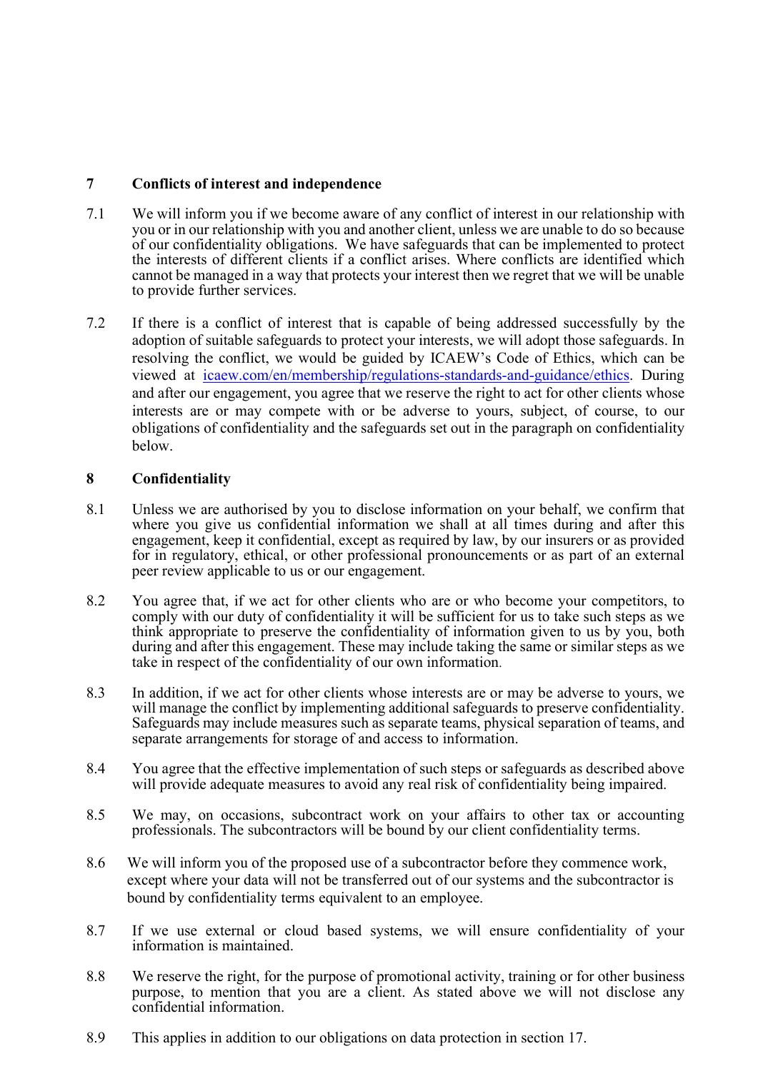## 7 Conflicts of interest and independence

7.1 We will inform you if we become aware of any conflict of interest in our relationship with you or in our relationship with you and another client, unless we are unable to do so because of our confidentiality obligations. We have safeguards that can be implemented to protect the interests of different clients if a conflict arises. Where conflicts are identified which cannot be managed in a way that protects your interest then we regret that we will be unable to provide further services.

7.2 If there is a conflict of interest that is capable of being addressed successfully by the adoption of suitable safeguards to protect your interests, we will adopt those safeguards. In resolving the conflict, we would be guided by ICAEW's Code of Ethics, which can be viewed at icaew.com/en/membership/regulations-standards-and-guidance/ethics. During and after our engagement, you agree that we reserve the right to act for other clients whose interests are or may compete with or be adverse to yours, subject, of course, to our obligations of confidentiality and the safeguards set out in the paragraph on confidentiality below.

## 8 Confidentiality

8.1 Unless we are authorised by you to disclose information on your behalf, we confirm that where you give us confidential information we shall at all times during and after this engagement, keep it confidential, except as required by law, by our insurers or as provided for in regulatory, ethical, or other professional pronouncements or as part of an external peer review applicable to us or our engagement.

8.2 You agree that, if we act for other clients who are or who become your competitors, to comply with our duty of confidentiality it will be sufficient for us to take such steps as we think appropriate to preserve the confidentiality of information given to us by you, both during and after this engagement. These may include taking the same or similar steps as we take in respect of the confidentiality of our own information.

8.3 In addition, if we act for other clients whose interests are or may be adverse to yours, we will manage the conflict by implementing additional safeguards to preserve confidentiality. Safeguards may include measures such as separate teams, physical separation of teams, and separate arrangements for storage of and access to information.

8.4 You agree that the effective implementation of such steps or safeguards as described above will provide adequate measures to avoid any real risk of confidentiality being impaired.

8.5 We may, on occasions, subcontract work on your affairs to other tax or accounting professionals. The subcontractors will be bound by our client confidentiality terms.

8.6 We will inform you of the proposed use of a subcontractor before they commence work, except where your data will not be transferred out of our systems and the subcontractor is bound by confidentiality terms equivalent to an employee.

8.7 If we use external or cloud based systems, we will ensure confidentiality of your information is maintained.

8.8 We reserve the right, for the purpose of promotional activity, training or for other business purpose, to mention that you are a client. As stated above we will not disclose any confidential information.

8.9 This applies in addition to our obligations on data protection in section 17.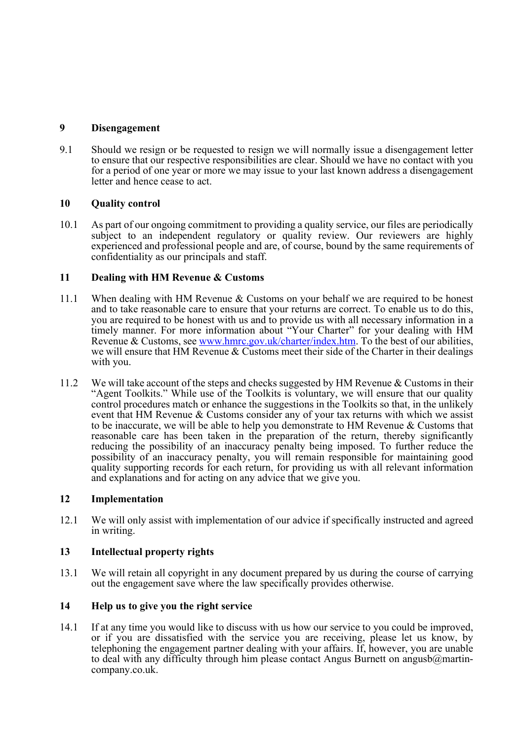## 9 Disengagement

9.1 Should we resign or be requested to resign we will normally issue a disengagement letter to ensure that our respective responsibilities are clear. Should we have no contact with you for a period of one year or more we may issue to your last known address a disengagement letter and hence cease to act.

## 10 Quality control

10.1 As part of our ongoing commitment to providing a quality service, our files are periodically subject to an independent regulatory or quality review. Our reviewers are highly experienced and professional people and are, of course, bound by the same requirements of confidentiality as our principals and staff.

## 11 Dealing with HM Revenue & Customs

11.1 When dealing with HM Revenue & Customs on your behalf we are required to be honest and to take reasonable care to ensure that your returns are correct. To enable us to do this, you are required to be honest with us and to provide us with all necessary information in a timely manner. For more information about "Your Charter" for your dealing with HM Revenue & Customs, see [www.hmrc.gov.uk/charter/index.htm](www.hmrc.gov.uk/charter/index.htm). To the best of our abilities, we will ensure that HM Revenue & Customs meet their side of the Charter in their dealings with you.

11.2 We will take account of the steps and checks suggested by HM Revenue & Customs in their "Agent Toolkits." While use of the Toolkits is voluntary, we will ensure that our quality control procedures match or enhance the suggestions in the Toolkits so that, in the unlikely event that HM Revenue & Customs consider any of your tax returns with which we assist to be inaccurate, we will be able to help you demonstrate to HM Revenue & Customs that reasonable care has been taken in the preparation of the return, thereby significantly reducing the possibility of an inaccuracy penalty being imposed. To further reduce the possibility of an inaccuracy penalty, you will remain responsible for maintaining good quality supporting records for each return, for providing us with all relevant information and explanations and for acting on any advice that we give you.

## 12 Implementation

12.1 We will only assist with implementation of our advice if specifically instructed and agreed in writing.

## 13 Intellectual property rights

13.1 We will retain all copyright in any document prepared by us during the course of carrying out the engagement save where the law specifically provides otherwise.

## 14 Help us to give you the right service

14.1 If at any time you would like to discuss with us how our service to you could be improved, or if you are dissatisfied with the service you are receiving, please let us know, by telephoning the engagement partner dealing with your affairs. If, however, you are unable to deal with any difficulty through him please contact Angus Burnett on angusb@martin-company.co.uk.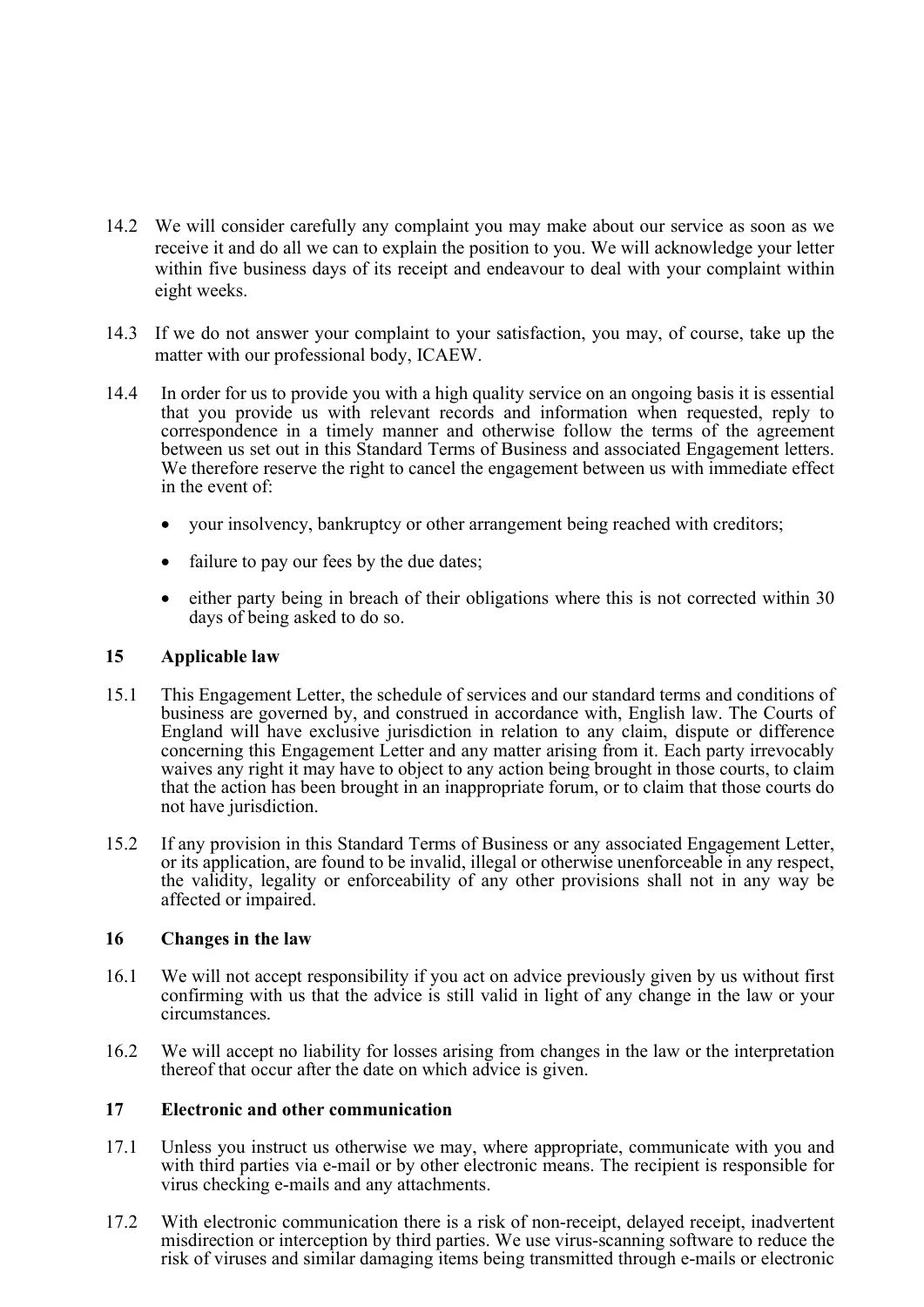14.2 We will consider carefully any complaint you may make about our service as soon as we receive it and do all we can to explain the position to you. We will acknowledge your letter within five business days of its receipt and endeavour to deal with your complaint within eight weeks.

14.3 If we do not answer your complaint to your satisfaction, you may, of course, take up the matter with our professional body, ICAEW.

14.4 In order for us to provide you with a high quality service on an ongoing basis it is essential that you provide us with relevant records and information when requested, reply to correspondence in a timely manner and otherwise follow the terms of the agreement between us set out in this Standard Terms of Business and associated Engagement letters. We therefore reserve the right to cancel the engagement between us with immediate effect in the event of:

- your insolvency, bankruptcy or other arrangement being reached with creditors;
- failure to pay our fees by the due dates;
- either party being in breach of their obligations where this is not corrected within 30 days of being asked to do so.

## 15 Applicable law

15.1 This Engagement Letter, the schedule of services and our standard terms and conditions of business are governed by, and construed in accordance with, English law. The Courts of England will have exclusive jurisdiction in relation to any claim, dispute or difference concerning this Engagement Letter and any matter arising from it. Each party irrevocably waives any right it may have to object to any action being brought in those courts, to claim that the action has been brought in an inappropriate forum, or to claim that those courts do not have jurisdiction.

15.2 If any provision in this Standard Terms of Business or any associated Engagement Letter, or its application, are found to be invalid, illegal or otherwise unenforceable in any respect, the validity, legality or enforceability of any other provisions shall not in any way be affected or impaired.

## 16 Changes in the law

16.1 We will not accept responsibility if you act on advice previously given by us without first confirming with us that the advice is still valid in light of any change in the law or your circumstances.

16.2 We will accept no liability for losses arising from changes in the law or the interpretation thereof that occur after the date on which advice is given.

## 17 Electronic and other communication

17.1 Unless you instruct us otherwise we may, where appropriate, communicate with you and with third parties via e-mail or by other electronic means. The recipient is responsible for virus checking e-mails and any attachments.

17.2 With electronic communication there is a risk of non-receipt, delayed receipt, inadvertent misdirection or interception by third parties. We use virus-scanning software to reduce the risk of viruses and similar damaging items being transmitted through e-mails or electronic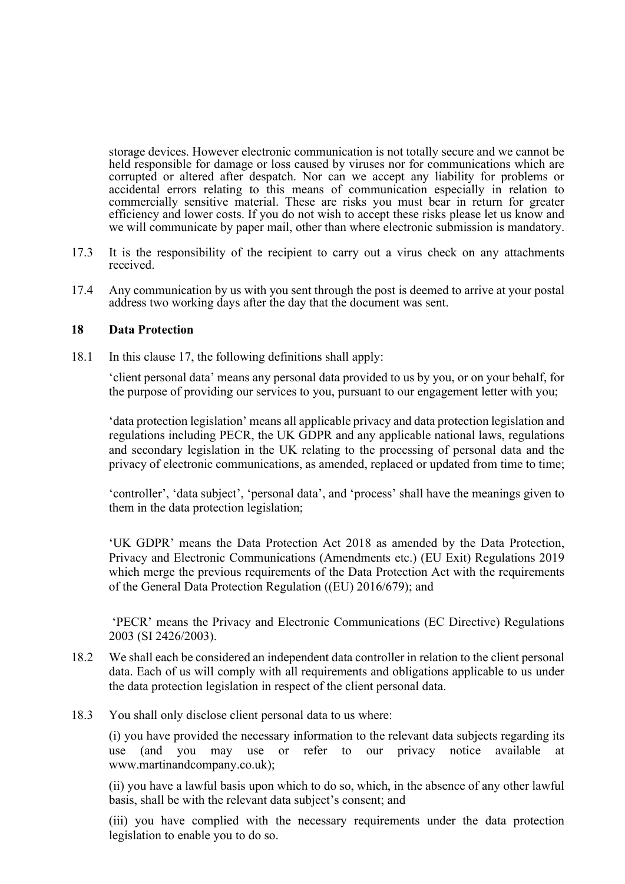storage devices. However electronic communication is not totally secure and we cannot be held responsible for damage or loss caused by viruses nor for communications which are corrupted or altered after despatch. Nor can we accept any liability for problems or accidental errors relating to this means of communication especially in relation to commercially sensitive material. These are risks you must bear in return for greater efficiency and lower costs. If you do not wish to accept these risks please let us know and we will communicate by paper mail, other than where electronic submission is mandatory.

17.3 It is the responsibility of the recipient to carry out a virus check on any attachments received.

17.4 Any communication by us with you sent through the post is deemed to arrive at your postal address two working days after the day that the document was sent.

## 18 Data Protection

18.1 In this clause 17, the following definitions shall apply:

'client personal data' means any personal data provided to us by you, or on your behalf, for the purpose of providing our services to you, pursuant to our engagement letter with you;

'data protection legislation' means all applicable privacy and data protection legislation and regulations including PECR, the UK GDPR and any applicable national laws, regulations and secondary legislation in the UK relating to the processing of personal data and the privacy of electronic communications, as amended, replaced or updated from time to time;

'controller', 'data subject', 'personal data', and 'process' shall have the meanings given to them in the data protection legislation;

'UK GDPR' means the Data Protection Act 2018 as amended by the Data Protection, Privacy and Electronic Communications (Amendments etc.) (EU Exit) Regulations 2019 which merge the previous requirements of the Data Protection Act with the requirements of the General Data Protection Regulation ((EU) 2016/679); and

'PECR' means the Privacy and Electronic Communications (EC Directive) Regulations 2003 (SI 2426/2003).

18.2 We shall each be considered an independent data controller in relation to the client personal data. Each of us will comply with all requirements and obligations applicable to us under the data protection legislation in respect of the client personal data.

18.3 You shall only disclose client personal data to us where:

(i) you have provided the necessary information to the relevant data subjects regarding its use (and you may use or refer to our privacy notice available at www.martinandcompany.co.uk);

(ii) you have a lawful basis upon which to do so, which, in the absence of any other lawful basis, shall be with the relevant data subject's consent; and

(iii) you have complied with the necessary requirements under the data protection legislation to enable you to do so.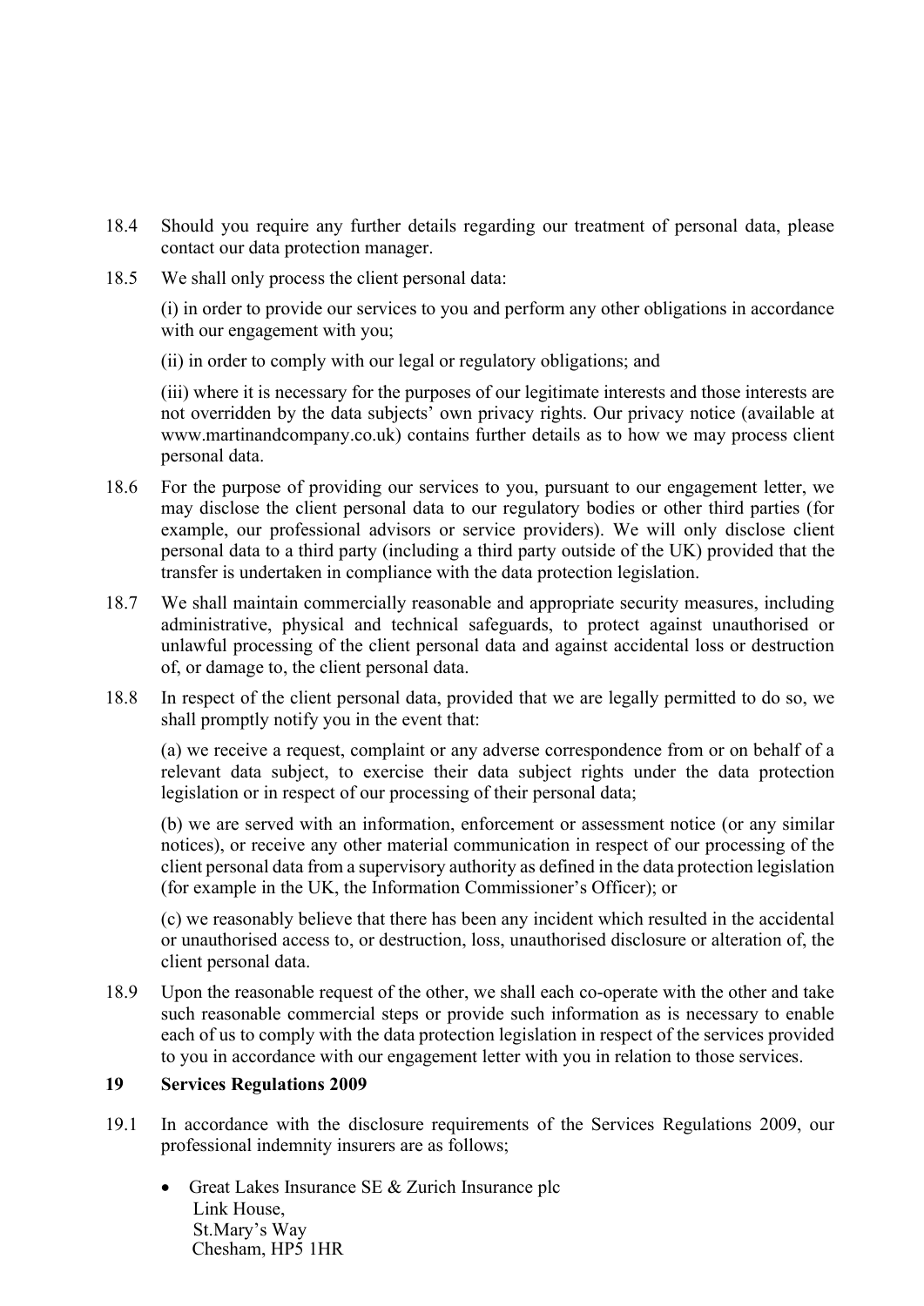18.4 Should you require any further details regarding our treatment of personal data, please contact our data protection manager.

18.5 We shall only process the client personal data:

(i) in order to provide our services to you and perform any other obligations in accordance with our engagement with you;

(ii) in order to comply with our legal or regulatory obligations; and

(iii) where it is necessary for the purposes of our legitimate interests and those interests are not overridden by the data subjects' own privacy rights. Our privacy notice (available at www.martinandcompany.co.uk) contains further details as to how we may process client personal data.

18.6 For the purpose of providing our services to you, pursuant to our engagement letter, we may disclose the client personal data to our regulatory bodies or other third parties (for example, our professional advisors or service providers). We will only disclose client personal data to a third party (including a third party outside of the UK) provided that the transfer is undertaken in compliance with the data protection legislation.

18.7 We shall maintain commercially reasonable and appropriate security measures, including administrative, physical and technical safeguards, to protect against unauthorised or unlawful processing of the client personal data and against accidental loss or destruction of, or damage to, the client personal data.

18.8 In respect of the client personal data, provided that we are legally permitted to do so, we shall promptly notify you in the event that:

(a) we receive a request, complaint or any adverse correspondence from or on behalf of a relevant data subject, to exercise their data subject rights under the data protection legislation or in respect of our processing of their personal data;

(b) we are served with an information, enforcement or assessment notice (or any similar notices), or receive any other material communication in respect of our processing of the client personal data from a supervisory authority as defined in the data protection legislation (for example in the UK, the Information Commissioner's Officer); or

(c) we reasonably believe that there has been any incident which resulted in the accidental or unauthorised access to, or destruction, loss, unauthorised disclosure or alteration of, the client personal data.

18.9 Upon the reasonable request of the other, we shall each co-operate with the other and take such reasonable commercial steps or provide such information as is necessary to enable each of us to comply with the data protection legislation in respect of the services provided to you in accordance with our engagement letter with you in relation to those services.

## 19 Services Regulations 2009

19.1 In accordance with the disclosure requirements of the Services Regulations 2009, our professional indemnity insurers are as follows;

- Great Lakes Insurance SE & Zurich Insurance plc
  Link House,
  St.Mary's Way
  Chesham, HP5 1HR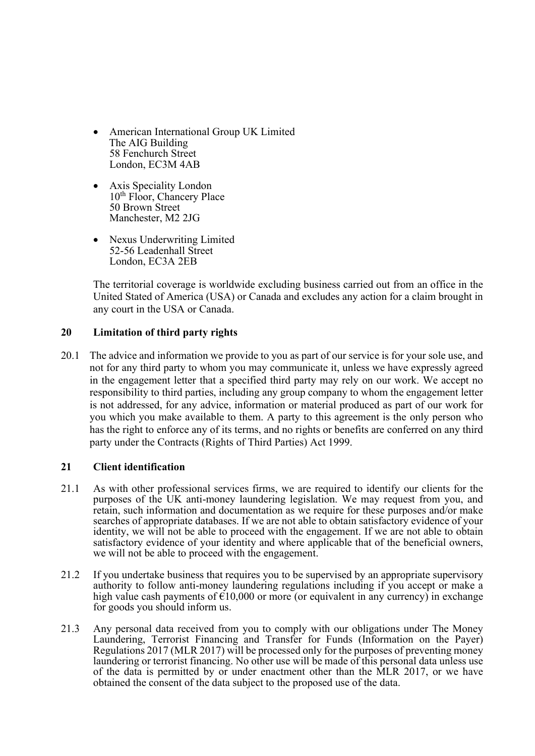- American International Group UK Limited
  The AIG Building
  58 Fenchurch Street
  London, EC3M 4AB

- Axis Speciality London
  10th Floor, Chancery Place
  50 Brown Street
  Manchester, M2 2JG

- Nexus Underwriting Limited
  52-56 Leadenhall Street
  London, EC3A 2EB

The territorial coverage is worldwide excluding business carried out from an office in the United Stated of America (USA) or Canada and excludes any action for a claim brought in any court in the USA or Canada.

## 20 Limitation of third party rights

20.1 The advice and information we provide to you as part of our service is for your sole use, and not for any third party to whom you may communicate it, unless we have expressly agreed in the engagement letter that a specified third party may rely on our work. We accept no responsibility to third parties, including any group company to whom the engagement letter is not addressed, for any advice, information or material produced as part of our work for you which you make available to them. A party to this agreement is the only person who has the right to enforce any of its terms, and no rights or benefits are conferred on any third party under the Contracts (Rights of Third Parties) Act 1999.

## 21 Client identification

21.1 As with other professional services firms, we are required to identify our clients for the purposes of the UK anti-money laundering legislation. We may request from you, and retain, such information and documentation as we require for these purposes and/or make searches of appropriate databases. If we are not able to obtain satisfactory evidence of your identity, we will not be able to proceed with the engagement. If we are not able to obtain satisfactory evidence of your identity and where applicable that of the beneficial owners, we will not be able to proceed with the engagement.

21.2 If you undertake business that requires you to be supervised by an appropriate supervisory authority to follow anti-money laundering regulations including if you accept or make a high value cash payments of €10,000 or more (or equivalent in any currency) in exchange for goods you should inform us.

21.3 Any personal data received from you to comply with our obligations under The Money Laundering, Terrorist Financing and Transfer for Funds (Information on the Payer) Regulations 2017 (MLR 2017) will be processed only for the purposes of preventing money laundering or terrorist financing. No other use will be made of this personal data unless use of the data is permitted by or under enactment other than the MLR 2017, or we have obtained the consent of the data subject to the proposed use of the data.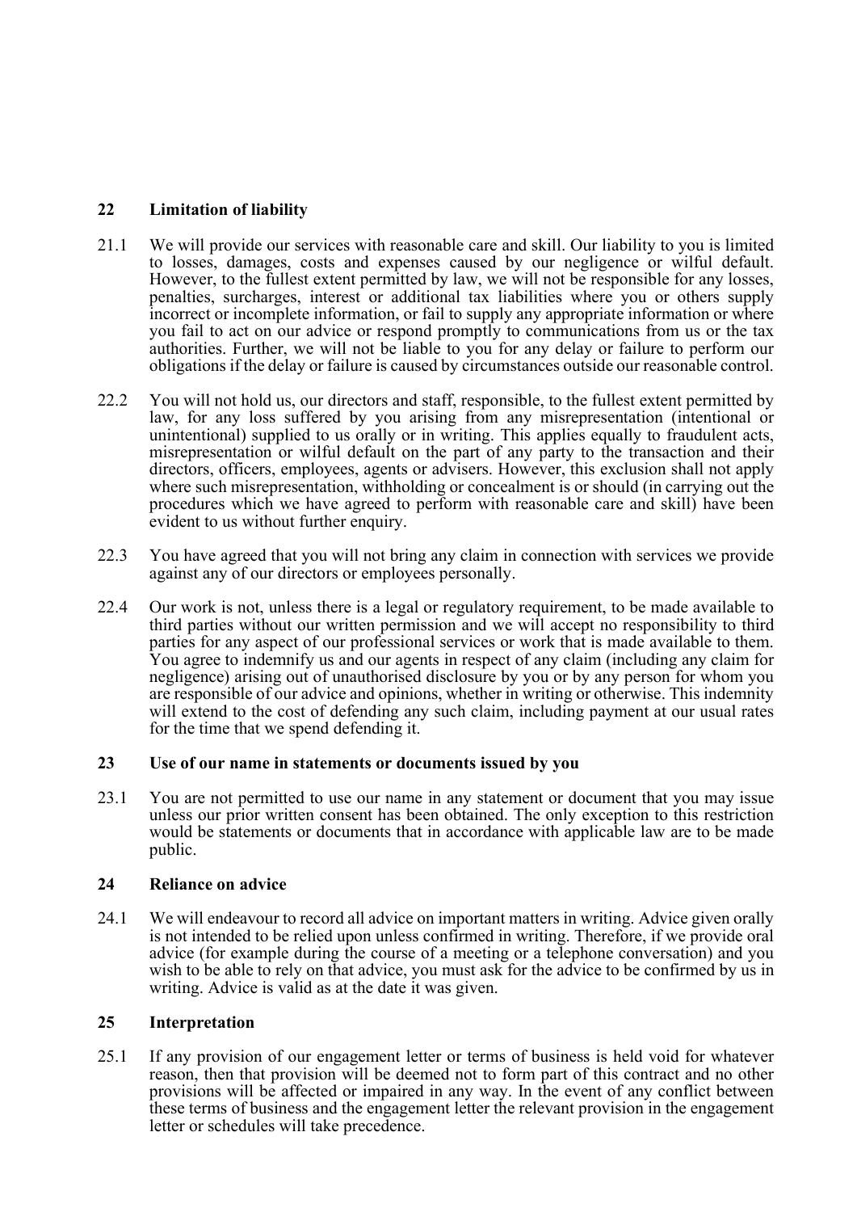## 22 Limitation of liability

21.1 We will provide our services with reasonable care and skill. Our liability to you is limited to losses, damages, costs and expenses caused by our negligence or wilful default. However, to the fullest extent permitted by law, we will not be responsible for any losses, penalties, surcharges, interest or additional tax liabilities where you or others supply incorrect or incomplete information, or fail to supply any appropriate information or where you fail to act on our advice or respond promptly to communications from us or the tax authorities. Further, we will not be liable to you for any delay or failure to perform our obligations if the delay or failure is caused by circumstances outside our reasonable control.

22.2 You will not hold us, our directors and staff, responsible, to the fullest extent permitted by law, for any loss suffered by you arising from any misrepresentation (intentional or unintentional) supplied to us orally or in writing. This applies equally to fraudulent acts, misrepresentation or wilful default on the part of any party to the transaction and their directors, officers, employees, agents or advisers. However, this exclusion shall not apply where such misrepresentation, withholding or concealment is or should (in carrying out the procedures which we have agreed to perform with reasonable care and skill) have been evident to us without further enquiry.

22.3 You have agreed that you will not bring any claim in connection with services we provide against any of our directors or employees personally.

22.4 Our work is not, unless there is a legal or regulatory requirement, to be made available to third parties without our written permission and we will accept no responsibility to third parties for any aspect of our professional services or work that is made available to them. You agree to indemnify us and our agents in respect of any claim (including any claim for negligence) arising out of unauthorised disclosure by you or by any person for whom you are responsible of our advice and opinions, whether in writing or otherwise. This indemnity will extend to the cost of defending any such claim, including payment at our usual rates for the time that we spend defending it.

## 23 Use of our name in statements or documents issued by you

23.1 You are not permitted to use our name in any statement or document that you may issue unless our prior written consent has been obtained. The only exception to this restriction would be statements or documents that in accordance with applicable law are to be made public.

## 24 Reliance on advice

24.1 We will endeavour to record all advice on important matters in writing. Advice given orally is not intended to be relied upon unless confirmed in writing. Therefore, if we provide oral advice (for example during the course of a meeting or a telephone conversation) and you wish to be able to rely on that advice, you must ask for the advice to be confirmed by us in writing. Advice is valid as at the date it was given.

## 25 Interpretation

25.1 If any provision of our engagement letter or terms of business is held void for whatever reason, then that provision will be deemed not to form part of this contract and no other provisions will be affected or impaired in any way. In the event of any conflict between these terms of business and the engagement letter the relevant provision in the engagement letter or schedules will take precedence.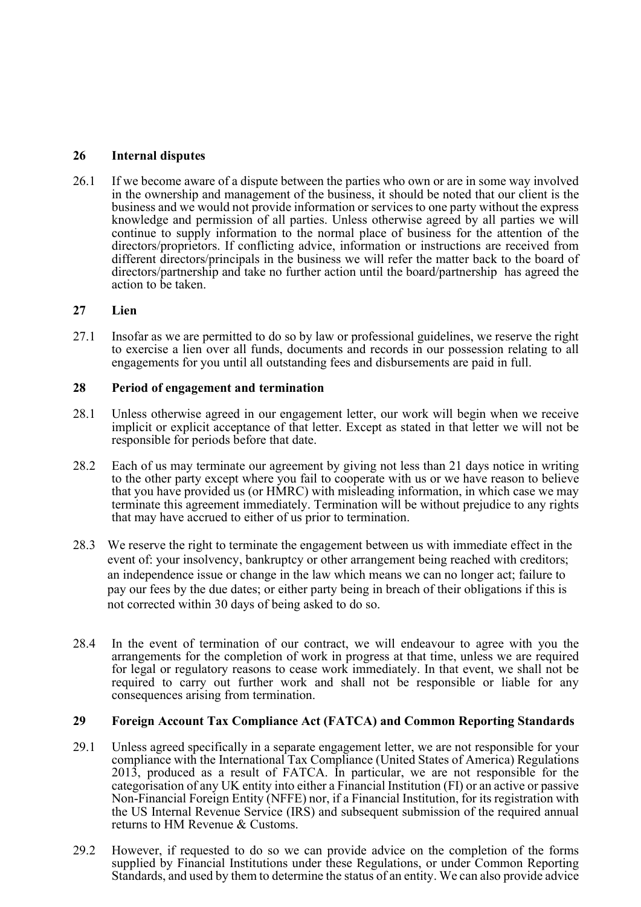## 26 Internal disputes

26.1 If we become aware of a dispute between the parties who own or are in some way involved in the ownership and management of the business, it should be noted that our client is the business and we would not provide information or services to one party without the express knowledge and permission of all parties. Unless otherwise agreed by all parties we will continue to supply information to the normal place of business for the attention of the directors/proprietors. If conflicting advice, information or instructions are received from different directors/principals in the business we will refer the matter back to the board of directors/partnership and take no further action until the board/partnership has agreed the action to be taken.

## 27 Lien

27.1 Insofar as we are permitted to do so by law or professional guidelines, we reserve the right to exercise a lien over all funds, documents and records in our possession relating to all engagements for you until all outstanding fees and disbursements are paid in full.

## 28 Period of engagement and termination

28.1 Unless otherwise agreed in our engagement letter, our work will begin when we receive implicit or explicit acceptance of that letter. Except as stated in that letter we will not be responsible for periods before that date.

28.2 Each of us may terminate our agreement by giving not less than 21 days notice in writing to the other party except where you fail to cooperate with us or we have reason to believe that you have provided us (or HMRC) with misleading information, in which case we may terminate this agreement immediately. Termination will be without prejudice to any rights that may have accrued to either of us prior to termination.

28.3 We reserve the right to terminate the engagement between us with immediate effect in the event of: your insolvency, bankruptcy or other arrangement being reached with creditors; an independence issue or change in the law which means we can no longer act; failure to pay our fees by the due dates; or either party being in breach of their obligations if this is not corrected within 30 days of being asked to do so.

28.4 In the event of termination of our contract, we will endeavour to agree with you the arrangements for the completion of work in progress at that time, unless we are required for legal or regulatory reasons to cease work immediately. In that event, we shall not be required to carry out further work and shall not be responsible or liable for any consequences arising from termination.

## 29 Foreign Account Tax Compliance Act (FATCA) and Common Reporting Standards

29.1 Unless agreed specifically in a separate engagement letter, we are not responsible for your compliance with the International Tax Compliance (United States of America) Regulations 2013, produced as a result of FATCA. In particular, we are not responsible for the categorisation of any UK entity into either a Financial Institution (FI) or an active or passive Non-Financial Foreign Entity (NFFE) nor, if a Financial Institution, for its registration with the US Internal Revenue Service (IRS) and subsequent submission of the required annual returns to HM Revenue & Customs.

29.2 However, if requested to do so we can provide advice on the completion of the forms supplied by Financial Institutions under these Regulations, or under Common Reporting Standards, and used by them to determine the status of an entity. We can also provide advice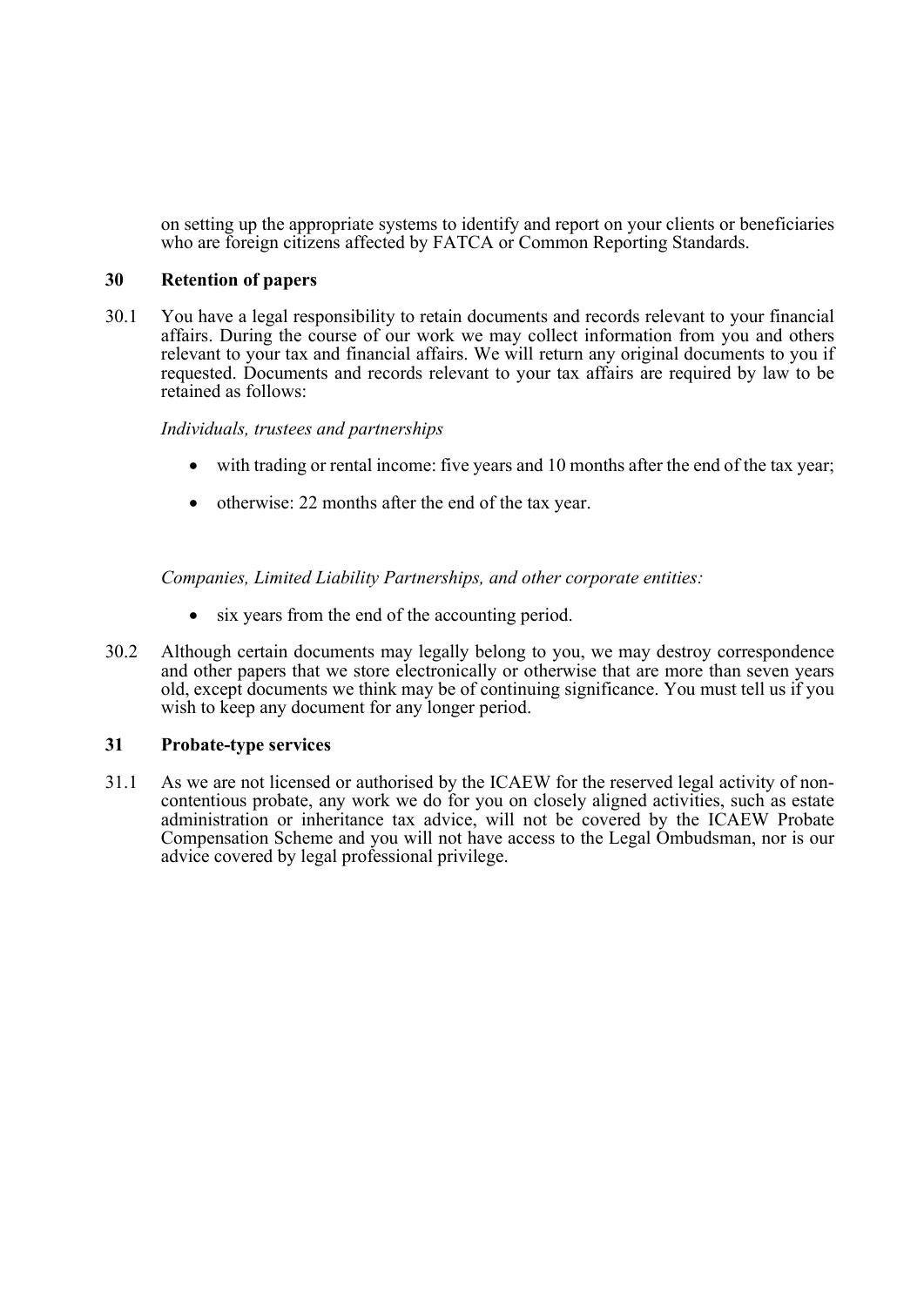on setting up the appropriate systems to identify and report on your clients or beneficiaries who are foreign citizens affected by FATCA or Common Reporting Standards.

## 30 Retention of papers

30.1 You have a legal responsibility to retain documents and records relevant to your financial affairs. During the course of our work we may collect information from you and others relevant to your tax and financial affairs. We will return any original documents to you if requested. Documents and records relevant to your tax affairs are required by law to be retained as follows:

*Individuals, trustees and partnerships*

- with trading or rental income: five years and 10 months after the end of the tax year;
- otherwise: 22 months after the end of the tax year.

*Companies, Limited Liability Partnerships, and other corporate entities:*

- six years from the end of the accounting period.

30.2 Although certain documents may legally belong to you, we may destroy correspondence and other papers that we store electronically or otherwise that are more than seven years old, except documents we think may be of continuing significance. You must tell us if you wish to keep any document for any longer period.

## 31 Probate-type services

31.1 As we are not licensed or authorised by the ICAEW for the reserved legal activity of non-contentious probate, any work we do for you on closely aligned activities, such as estate administration or inheritance tax advice, will not be covered by the ICAEW Probate Compensation Scheme and you will not have access to the Legal Ombudsman, nor is our advice covered by legal professional privilege.